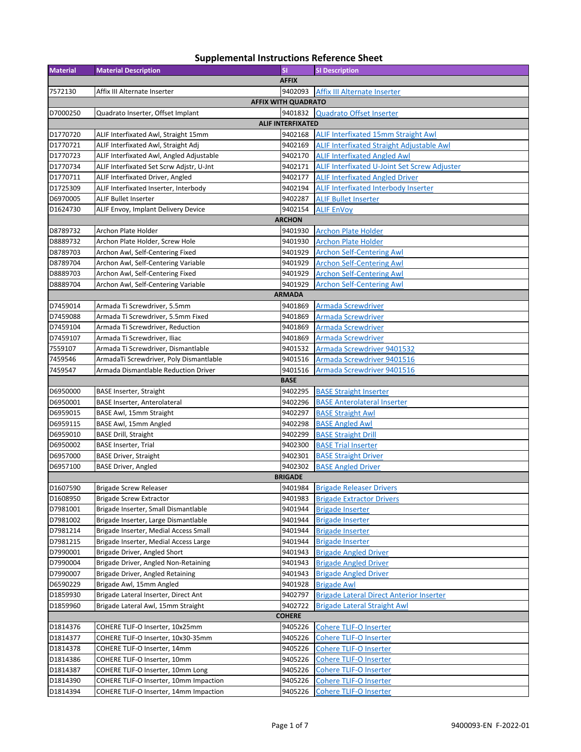# Supplemental Instructions Reference Sheet

| Material | Material Description | SI | SI Description |
|---|---|---|---|
| **AFFIX** | | | |
| 7572130 | Affix III Alternate Inserter | 9402093 | Affix III Alternate Inserter |
| **AFFIX WITH QUADRATO** | | | |
| D7000250 | Quadrato Inserter, Offset Implant | 9401832 | Quadrato Offset Inserter |
| **ALIF INTERFIXATED** | | | |
| D1770720 | ALIF Interfixated Awl, Straight 15mm | 9402168 | ALIF Interfixated 15mm Straight Awl |
| D1770721 | ALIF Interfixated Awl, Straight Adj | 9402169 | ALIF Interfixated Straight Adjustable Awl |
| D1770723 | ALIF Interfixated Awl, Angled Adjustable | 9402170 | ALIF Interfixated Angled Awl |
| D1770734 | ALIF Interfixated Set Scrw Adjstr, U-Jnt | 9402171 | ALIF Interfixated U-Joint Set Screw Adjuster |
| D1770711 | ALIF Interfixated Driver, Angled | 9402177 | ALIF Interfixated Angled Driver |
| D1725309 | ALIF Interfixated Inserter, Interbody | 9402194 | ALIF Interfixated Interbody Inserter |
| D6970005 | ALIF Bullet Inserter | 9402287 | ALIF Bullet Inserter |
| D1624730 | ALIF Envoy, Implant Delivery Device | 9402154 | ALIF EnVoy |
| **ARCHON** | | | |
| D8789732 | Archon Plate Holder | 9401930 | Archon Plate Holder |
| D8889732 | Archon Plate Holder, Screw Hole | 9401930 | Archon Plate Holder |
| D8789703 | Archon Awl, Self-Centering Fixed | 9401929 | Archon Self-Centering Awl |
| D8789704 | Archon Awl, Self-Centering Variable | 9401929 | Archon Self-Centering Awl |
| D8889703 | Archon Awl, Self-Centering Fixed | 9401929 | Archon Self-Centering Awl |
| D8889704 | Archon Awl, Self-Centering Variable | 9401929 | Archon Self-Centering Awl |
| **ARMADA** | | | |
| D7459014 | Armada Ti Screwdriver, 5.5mm | 9401869 | Armada Screwdriver |
| D7459088 | Armada Ti Screwdriver, 5.5mm Fixed | 9401869 | Armada Screwdriver |
| D7459104 | Armada Ti Screwdriver, Reduction | 9401869 | Armada Screwdriver |
| D7459107 | Armada Ti Screwdriver, Iliac | 9401869 | Armada Screwdriver |
| 7559107 | Armada Ti Screwdriver, Dismantlable | 9401532 | Armada Screwdriver 9401532 |
| 7459546 | ArmadaTi Screwdriver, Poly Dismantlable | 9401516 | Armada Screwdriver 9401516 |
| 7459547 | Armada Dismantlable Reduction Driver | 9401516 | Armada Screwdriver 9401516 |
| **BASE** | | | |
| D6950000 | BASE Inserter, Straight | 9402295 | BASE Straight Inserter |
| D6950001 | BASE Inserter, Anterolateral | 9402296 | BASE Anterolateral Inserter |
| D6959015 | BASE Awl, 15mm Straight | 9402297 | BASE Straight Awl |
| D6959115 | BASE Awl, 15mm Angled | 9402298 | BASE Angled Awl |
| D6959010 | BASE Drill, Straight | 9402299 | BASE Straight Drill |
| D6950002 | BASE Inserter, Trial | 9402300 | BASE Trial Inserter |
| D6957000 | BASE Driver, Straight | 9402301 | BASE Straight Driver |
| D6957100 | BASE Driver, Angled | 9402302 | BASE Angled Driver |
| **BRIGADE** | | | |
| D1607590 | Brigade Screw Releaser | 9401984 | Brigade Releaser Drivers |
| D1608950 | Brigade Screw Extractor | 9401983 | Brigade Extractor Drivers |
| D7981001 | Brigade Inserter, Small Dismantlable | 9401944 | Brigade Inserter |
| D7981002 | Brigade Inserter, Large Dismantlable | 9401944 | Brigade Inserter |
| D7981214 | Brigade Inserter, Medial Access Small | 9401944 | Brigade Inserter |
| D7981215 | Brigade Inserter, Medial Access Large | 9401944 | Brigade Inserter |
| D7990001 | Brigade Driver, Angled Short | 9401943 | Brigade Angled Driver |
| D7990004 | Brigade Driver, Angled Non-Retaining | 9401943 | Brigade Angled Driver |
| D7990007 | Brigade Driver, Angled Retaining | 9401943 | Brigade Angled Driver |
| D6590229 | Brigade Awl, 15mm Angled | 9401928 | Brigade Awl |
| D1859930 | Brigade Lateral Inserter, Direct Ant | 9402797 | Brigade Lateral Direct Anterior Inserter |
| D1859960 | Brigade Lateral Awl, 15mm Straight | 9402722 | Brigade Lateral Straight Awl |
| **COHERE** | | | |
| D1814376 | COHERE TLIF-O Inserter, 10x25mm | 9405226 | Cohere TLIF-O Inserter |
| D1814377 | COHERE TLIF-O Inserter, 10x30-35mm | 9405226 | Cohere TLIF-O Inserter |
| D1814378 | COHERE TLIF-O Inserter, 14mm | 9405226 | Cohere TLIF-O Inserter |
| D1814386 | COHERE TLIF-O Inserter, 10mm | 9405226 | Cohere TLIF-O Inserter |
| D1814387 | COHERE TLIF-O Inserter, 10mm Long | 9405226 | Cohere TLIF-O Inserter |
| D1814390 | COHERE TLIF-O Inserter, 10mm Impaction | 9405226 | Cohere TLIF-O Inserter |
| D1814394 | COHERE TLIF-O Inserter, 14mm Impaction | 9405226 | Cohere TLIF-O Inserter |

9400093-EN F-2022-01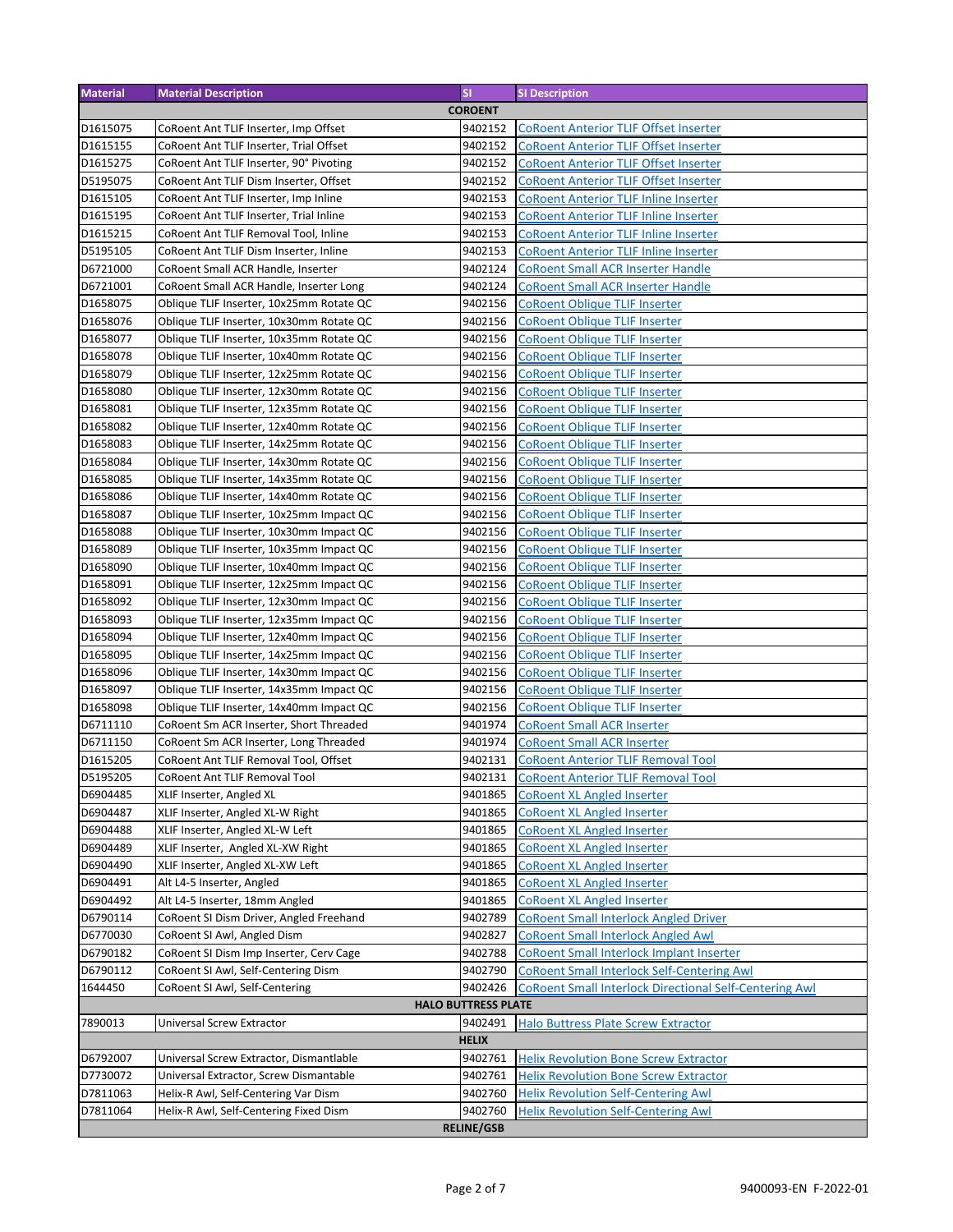| Material | Material Description | SI | SI Description |
|---|---|---|---|
| | | **COROENT** | |
| D1615075 | CoRoent Ant TLIF Inserter, Imp Offset | 9402152 | CoRoent Anterior TLIF Offset Inserter |
| D1615155 | CoRoent Ant TLIF Inserter, Trial Offset | 9402152 | CoRoent Anterior TLIF Offset Inserter |
| D1615275 | CoRoent Ant TLIF Inserter, 90° Pivoting | 9402152 | CoRoent Anterior TLIF Offset Inserter |
| D5195075 | CoRoent Ant TLIF Dism Inserter, Offset | 9402152 | CoRoent Anterior TLIF Offset Inserter |
| D1615105 | CoRoent Ant TLIF Inserter, Imp Inline | 9402153 | CoRoent Anterior TLIF Inline Inserter |
| D1615195 | CoRoent Ant TLIF Inserter, Trial Inline | 9402153 | CoRoent Anterior TLIF Inline Inserter |
| D1615215 | CoRoent Ant TLIF Removal Tool, Inline | 9402153 | CoRoent Anterior TLIF Inline Inserter |
| D5195105 | CoRoent Ant TLIF Dism Inserter, Inline | 9402153 | CoRoent Anterior TLIF Inline Inserter |
| D6721000 | CoRoent Small ACR Handle, Inserter | 9402124 | CoRoent Small ACR Inserter Handle |
| D6721001 | CoRoent Small ACR Handle, Inserter Long | 9402124 | CoRoent Small ACR Inserter Handle |
| D1658075 | Oblique TLIF Inserter, 10x25mm Rotate QC | 9402156 | CoRoent Oblique TLIF Inserter |
| D1658076 | Oblique TLIF Inserter, 10x30mm Rotate QC | 9402156 | CoRoent Oblique TLIF Inserter |
| D1658077 | Oblique TLIF Inserter, 10x35mm Rotate QC | 9402156 | CoRoent Oblique TLIF Inserter |
| D1658078 | Oblique TLIF Inserter, 10x40mm Rotate QC | 9402156 | CoRoent Oblique TLIF Inserter |
| D1658079 | Oblique TLIF Inserter, 12x25mm Rotate QC | 9402156 | CoRoent Oblique TLIF Inserter |
| D1658080 | Oblique TLIF Inserter, 12x30mm Rotate QC | 9402156 | CoRoent Oblique TLIF Inserter |
| D1658081 | Oblique TLIF Inserter, 12x35mm Rotate QC | 9402156 | CoRoent Oblique TLIF Inserter |
| D1658082 | Oblique TLIF Inserter, 12x40mm Rotate QC | 9402156 | CoRoent Oblique TLIF Inserter |
| D1658083 | Oblique TLIF Inserter, 14x25mm Rotate QC | 9402156 | CoRoent Oblique TLIF Inserter |
| D1658084 | Oblique TLIF Inserter, 14x30mm Rotate QC | 9402156 | CoRoent Oblique TLIF Inserter |
| D1658085 | Oblique TLIF Inserter, 14x35mm Rotate QC | 9402156 | CoRoent Oblique TLIF Inserter |
| D1658086 | Oblique TLIF Inserter, 14x40mm Rotate QC | 9402156 | CoRoent Oblique TLIF Inserter |
| D1658087 | Oblique TLIF Inserter, 10x25mm Impact QC | 9402156 | CoRoent Oblique TLIF Inserter |
| D1658088 | Oblique TLIF Inserter, 10x30mm Impact QC | 9402156 | CoRoent Oblique TLIF Inserter |
| D1658089 | Oblique TLIF Inserter, 10x35mm Impact QC | 9402156 | CoRoent Oblique TLIF Inserter |
| D1658090 | Oblique TLIF Inserter, 10x40mm Impact QC | 9402156 | CoRoent Oblique TLIF Inserter |
| D1658091 | Oblique TLIF Inserter, 12x25mm Impact QC | 9402156 | CoRoent Oblique TLIF Inserter |
| D1658092 | Oblique TLIF Inserter, 12x30mm Impact QC | 9402156 | CoRoent Oblique TLIF Inserter |
| D1658093 | Oblique TLIF Inserter, 12x35mm Impact QC | 9402156 | CoRoent Oblique TLIF Inserter |
| D1658094 | Oblique TLIF Inserter, 12x40mm Impact QC | 9402156 | CoRoent Oblique TLIF Inserter |
| D1658095 | Oblique TLIF Inserter, 14x25mm Impact QC | 9402156 | CoRoent Oblique TLIF Inserter |
| D1658096 | Oblique TLIF Inserter, 14x30mm Impact QC | 9402156 | CoRoent Oblique TLIF Inserter |
| D1658097 | Oblique TLIF Inserter, 14x35mm Impact QC | 9402156 | CoRoent Oblique TLIF Inserter |
| D1658098 | Oblique TLIF Inserter, 14x40mm Impact QC | 9402156 | CoRoent Oblique TLIF Inserter |
| D6711110 | CoRoent Sm ACR Inserter, Short Threaded | 9401974 | CoRoent Small ACR Inserter |
| D6711150 | CoRoent Sm ACR Inserter, Long Threaded | 9401974 | CoRoent Small ACR Inserter |
| D1615205 | CoRoent Ant TLIF Removal Tool, Offset | 9402131 | CoRoent Anterior TLIF Removal Tool |
| D5195205 | CoRoent Ant TLIF Removal Tool | 9402131 | CoRoent Anterior TLIF Removal Tool |
| D6904485 | XLIF Inserter, Angled XL | 9401865 | CoRoent XL Angled Inserter |
| D6904487 | XLIF Inserter, Angled XL-W Right | 9401865 | CoRoent XL Angled Inserter |
| D6904488 | XLIF Inserter, Angled XL-W Left | 9401865 | CoRoent XL Angled Inserter |
| D6904489 | XLIF Inserter, Angled XL-XW Right | 9401865 | CoRoent XL Angled Inserter |
| D6904490 | XLIF Inserter, Angled XL-XW Left | 9401865 | CoRoent XL Angled Inserter |
| D6904491 | Alt L4-5 Inserter, Angled | 9401865 | CoRoent XL Angled Inserter |
| D6904492 | Alt L4-5 Inserter, 18mm Angled | 9401865 | CoRoent XL Angled Inserter |
| D6790114 | CoRoent SI Dism Driver, Angled Freehand | 9402789 | CoRoent Small Interlock Angled Driver |
| D6770030 | CoRoent SI Awl, Angled Dism | 9402827 | CoRoent Small Interlock Angled Awl |
| D6790182 | CoRoent SI Dism Imp Inserter, Cerv Cage | 9402788 | CoRoent Small Interlock Implant Inserter |
| D6790112 | CoRoent SI Awl, Self-Centering Dism | 9402790 | CoRoent Small Interlock Self-Centering Awl |
| 1644450 | CoRoent SI Awl, Self-Centering | 9402426 | CoRoent Small Interlock Directional Self-Centering Awl |
| | | **HALO BUTTRESS PLATE** | |
| 7890013 | Universal Screw Extractor | 9402491 | Halo Buttress Plate Screw Extractor |
| | | **HELIX** | |
| D6792007 | Universal Screw Extractor, Dismantlable | 9402761 | Helix Revolution Bone Screw Extractor |
| D7730072 | Universal Extractor, Screw Dismantable | 9402761 | Helix Revolution Bone Screw Extractor |
| D7811063 | Helix-R Awl, Self-Centering Var Dism | 9402760 | Helix Revolution Self-Centering Awl |
| D7811064 | Helix-R Awl, Self-Centering Fixed Dism | 9402760 | Helix Revolution Self-Centering Awl |
| | | **RELINE/GSB** | |

9400093-EN F-2022-01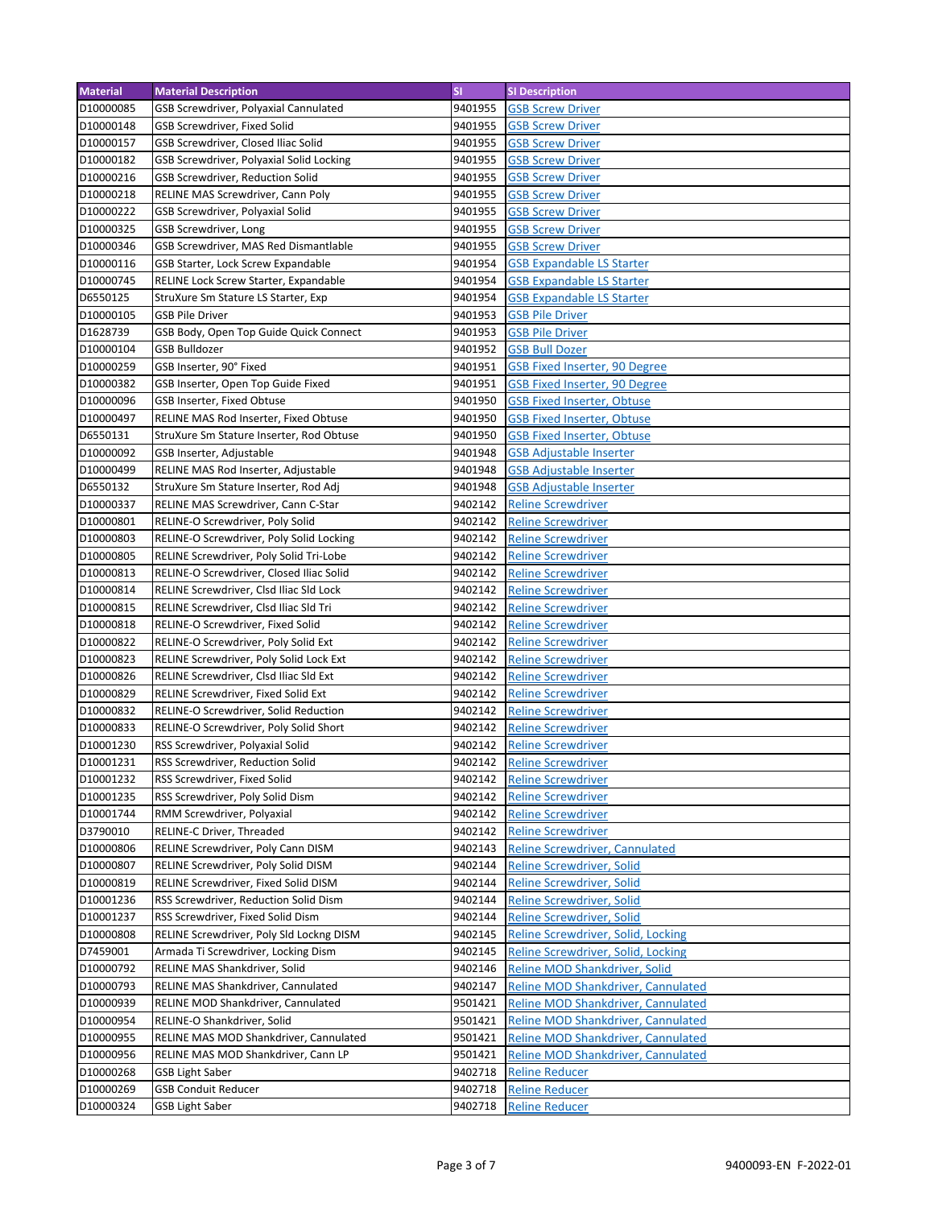| Material | Material Description | SI | SI Description |
|---|---|---|---|
| D10000085 | GSB Screwdriver, Polyaxial Cannulated | 9401955 | GSB Screw Driver |
| D10000148 | GSB Screwdriver, Fixed Solid | 9401955 | GSB Screw Driver |
| D10000157 | GSB Screwdriver, Closed Iliac Solid | 9401955 | GSB Screw Driver |
| D10000182 | GSB Screwdriver, Polyaxial Solid Locking | 9401955 | GSB Screw Driver |
| D10000216 | GSB Screwdriver, Reduction Solid | 9401955 | GSB Screw Driver |
| D10000218 | RELINE MAS Screwdriver, Cann Poly | 9401955 | GSB Screw Driver |
| D10000222 | GSB Screwdriver, Polyaxial Solid | 9401955 | GSB Screw Driver |
| D10000325 | GSB Screwdriver, Long | 9401955 | GSB Screw Driver |
| D10000346 | GSB Screwdriver, MAS Red Dismantlable | 9401955 | GSB Screw Driver |
| D10000116 | GSB Starter, Lock Screw Expandable | 9401954 | GSB Expandable LS Starter |
| D10000745 | RELINE Lock Screw Starter, Expandable | 9401954 | GSB Expandable LS Starter |
| D6550125 | StruXure Sm Stature LS Starter, Exp | 9401954 | GSB Expandable LS Starter |
| D10000105 | GSB Pile Driver | 9401953 | GSB Pile Driver |
| D1628739 | GSB Body, Open Top Guide Quick Connect | 9401953 | GSB Pile Driver |
| D10000104 | GSB Bulldozer | 9401952 | GSB Bull Dozer |
| D10000259 | GSB Inserter, 90° Fixed | 9401951 | GSB Fixed Inserter, 90 Degree |
| D10000382 | GSB Inserter, Open Top Guide Fixed | 9401951 | GSB Fixed Inserter, 90 Degree |
| D10000096 | GSB Inserter, Fixed Obtuse | 9401950 | GSB Fixed Inserter, Obtuse |
| D10000497 | RELINE MAS Rod Inserter, Fixed Obtuse | 9401950 | GSB Fixed Inserter, Obtuse |
| D6550131 | StruXure Sm Stature Inserter, Rod Obtuse | 9401950 | GSB Fixed Inserter, Obtuse |
| D10000092 | GSB Inserter, Adjustable | 9401948 | GSB Adjustable Inserter |
| D10000499 | RELINE MAS Rod Inserter, Adjustable | 9401948 | GSB Adjustable Inserter |
| D6550132 | StruXure Sm Stature Inserter, Rod Adj | 9401948 | GSB Adjustable Inserter |
| D10000337 | RELINE MAS Screwdriver, Cann C-Star | 9402142 | Reline Screwdriver |
| D10000801 | RELINE-O Screwdriver, Poly Solid | 9402142 | Reline Screwdriver |
| D10000803 | RELINE-O Screwdriver, Poly Solid Locking | 9402142 | Reline Screwdriver |
| D10000805 | RELINE Screwdriver, Poly Solid Tri-Lobe | 9402142 | Reline Screwdriver |
| D10000813 | RELINE-O Screwdriver, Closed Iliac Solid | 9402142 | Reline Screwdriver |
| D10000814 | RELINE Screwdriver, Clsd Iliac Sld Lock | 9402142 | Reline Screwdriver |
| D10000815 | RELINE Screwdriver, Clsd Iliac Sld Tri | 9402142 | Reline Screwdriver |
| D10000818 | RELINE-O Screwdriver, Fixed Solid | 9402142 | Reline Screwdriver |
| D10000822 | RELINE-O Screwdriver, Poly Solid Ext | 9402142 | Reline Screwdriver |
| D10000823 | RELINE Screwdriver, Poly Solid Lock Ext | 9402142 | Reline Screwdriver |
| D10000826 | RELINE Screwdriver, Clsd Iliac Sld Ext | 9402142 | Reline Screwdriver |
| D10000829 | RELINE Screwdriver, Fixed Solid Ext | 9402142 | Reline Screwdriver |
| D10000832 | RELINE-O Screwdriver, Solid Reduction | 9402142 | Reline Screwdriver |
| D10000833 | RELINE-O Screwdriver, Poly Solid Short | 9402142 | Reline Screwdriver |
| D10001230 | RSS Screwdriver, Polyaxial Solid | 9402142 | Reline Screwdriver |
| D10001231 | RSS Screwdriver, Reduction Solid | 9402142 | Reline Screwdriver |
| D10001232 | RSS Screwdriver, Fixed Solid | 9402142 | Reline Screwdriver |
| D10001235 | RSS Screwdriver, Poly Solid Dism | 9402142 | Reline Screwdriver |
| D10001744 | RMM Screwdriver, Polyaxial | 9402142 | Reline Screwdriver |
| D3790010 | RELINE-C Driver, Threaded | 9402142 | Reline Screwdriver |
| D10000806 | RELINE Screwdriver, Poly Cann DISM | 9402143 | Reline Screwdriver, Cannulated |
| D10000807 | RELINE Screwdriver, Poly Solid DISM | 9402144 | Reline Screwdriver, Solid |
| D10000819 | RELINE Screwdriver, Fixed Solid DISM | 9402144 | Reline Screwdriver, Solid |
| D10001236 | RSS Screwdriver, Reduction Solid Dism | 9402144 | Reline Screwdriver, Solid |
| D10001237 | RSS Screwdriver, Fixed Solid Dism | 9402144 | Reline Screwdriver, Solid |
| D10000808 | RELINE Screwdriver, Poly Sld Lockng DISM | 9402145 | Reline Screwdriver, Solid, Locking |
| D7459001 | Armada Ti Screwdriver, Locking Dism | 9402145 | Reline Screwdriver, Solid, Locking |
| D10000792 | RELINE MAS Shankdriver, Solid | 9402146 | Reline MOD Shankdriver, Solid |
| D10000793 | RELINE MAS Shankdriver, Cannulated | 9402147 | Reline MOD Shankdriver, Cannulated |
| D10000939 | RELINE MOD Shankdriver, Cannulated | 9501421 | Reline MOD Shankdriver, Cannulated |
| D10000954 | RELINE-O Shankdriver, Solid | 9501421 | Reline MOD Shankdriver, Cannulated |
| D10000955 | RELINE MAS MOD Shankdriver, Cannulated | 9501421 | Reline MOD Shankdriver, Cannulated |
| D10000956 | RELINE MAS MOD Shankdriver, Cann LP | 9501421 | Reline MOD Shankdriver, Cannulated |
| D10000268 | GSB Light Saber | 9402718 | Reline Reducer |
| D10000269 | GSB Conduit Reducer | 9402718 | Reline Reducer |
| D10000324 | GSB Light Saber | 9402718 | Reline Reducer |

9400093-EN F-2022-01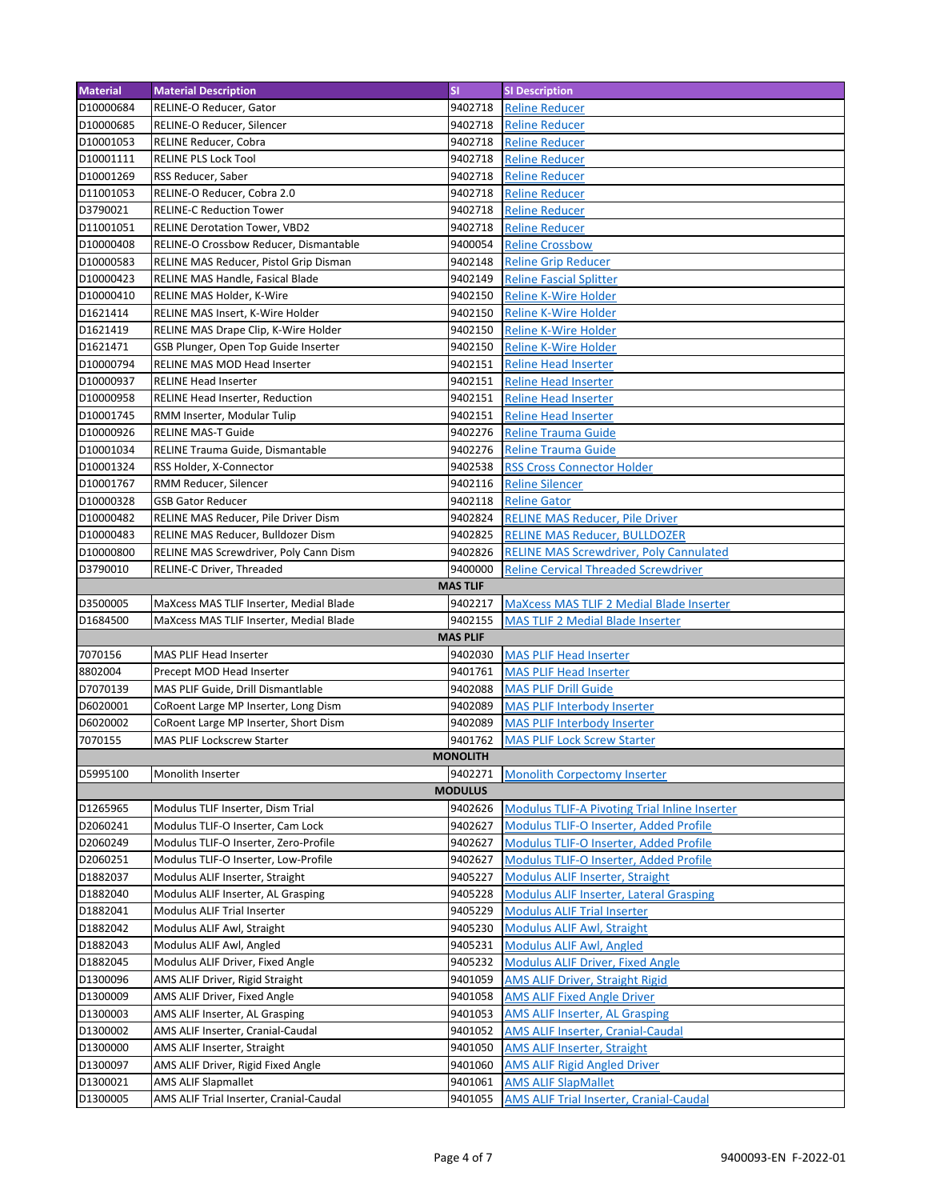| Material | Material Description | SI | SI Description |
| --- | --- | --- | --- |
| D10000684 | RELINE-O Reducer, Gator | 9402718 | Reline Reducer |
| D10000685 | RELINE-O Reducer, Silencer | 9402718 | Reline Reducer |
| D10001053 | RELINE Reducer, Cobra | 9402718 | Reline Reducer |
| D10001111 | RELINE PLS Lock Tool | 9402718 | Reline Reducer |
| D10001269 | RSS Reducer, Saber | 9402718 | Reline Reducer |
| D11001053 | RELINE-O Reducer, Cobra 2.0 | 9402718 | Reline Reducer |
| D3790021 | RELINE-C Reduction Tower | 9402718 | Reline Reducer |
| D11001051 | RELINE Derotation Tower, VBD2 | 9402718 | Reline Reducer |
| D10000408 | RELINE-O Crossbow Reducer, Dismantable | 9400054 | Reline Crossbow |
| D10000583 | RELINE MAS Reducer, Pistol Grip Disman | 9402148 | Reline Grip Reducer |
| D10000423 | RELINE MAS Handle, Fasical Blade | 9402149 | Reline Fascial Splitter |
| D10000410 | RELINE MAS Holder, K-Wire | 9402150 | Reline K-Wire Holder |
| D1621414 | RELINE MAS Insert, K-Wire Holder | 9402150 | Reline K-Wire Holder |
| D1621419 | RELINE MAS Drape Clip, K-Wire Holder | 9402150 | Reline K-Wire Holder |
| D1621471 | GSB Plunger, Open Top Guide Inserter | 9402150 | Reline K-Wire Holder |
| D10000794 | RELINE MAS MOD Head Inserter | 9402151 | Reline Head Inserter |
| D10000937 | RELINE Head Inserter | 9402151 | Reline Head Inserter |
| D10000958 | RELINE Head Inserter, Reduction | 9402151 | Reline Head Inserter |
| D10001745 | RMM Inserter, Modular Tulip | 9402151 | Reline Head Inserter |
| D10000926 | RELINE MAS-T Guide | 9402276 | Reline Trauma Guide |
| D10001034 | RELINE Trauma Guide, Dismantable | 9402276 | Reline Trauma Guide |
| D10001324 | RSS Holder, X-Connector | 9402538 | RSS Cross Connector Holder |
| D10001767 | RMM Reducer, Silencer | 9402116 | Reline Silencer |
| D10000328 | GSB Gator Reducer | 9402118 | Reline Gator |
| D10000482 | RELINE MAS Reducer, Pile Driver Dism | 9402824 | RELINE MAS Reducer, Pile Driver |
| D10000483 | RELINE MAS Reducer, Bulldozer Dism | 9402825 | RELINE MAS Reducer, BULLDOZER |
| D10000800 | RELINE MAS Screwdriver, Poly Cann Dism | 9402826 | RELINE MAS Screwdriver, Poly Cannulated |
| D3790010 | RELINE-C Driver, Threaded | 9400000 | Reline Cervical Threaded Screwdriver |
| **MAS TLIF** | | | |
| D3500005 | MaXcess MAS TLIF Inserter, Medial Blade | 9402217 | MaXcess MAS TLIF 2 Medial Blade Inserter |
| D1684500 | MaXcess MAS TLIF Inserter, Medial Blade | 9402155 | MAS TLIF 2 Medial Blade Inserter |
| **MAS PLIF** | | | |
| 7070156 | MAS PLIF Head Inserter | 9402030 | MAS PLIF Head Inserter |
| 8802004 | Precept MOD Head Inserter | 9401761 | MAS PLIF Head Inserter |
| D7070139 | MAS PLIF Guide, Drill Dismantlable | 9402088 | MAS PLIF Drill Guide |
| D6020001 | CoRoent Large MP Inserter, Long Dism | 9402089 | MAS PLIF Interbody Inserter |
| D6020002 | CoRoent Large MP Inserter, Short Dism | 9402089 | MAS PLIF Interbody Inserter |
| 7070155 | MAS PLIF Lockscrew Starter | 9401762 | MAS PLIF Lock Screw Starter |
| **MONOLITH** | | | |
| D5995100 | Monolith Inserter | 9402271 | Monolith Corpectomy Inserter |
| **MODULUS** | | | |
| D1265965 | Modulus TLIF Inserter, Dism Trial | 9402626 | Modulus TLIF-A Pivoting Trial Inline Inserter |
| D2060241 | Modulus TLIF-O Inserter, Cam Lock | 9402627 | Modulus TLIF-O Inserter, Added Profile |
| D2060249 | Modulus TLIF-O Inserter, Zero-Profile | 9402627 | Modulus TLIF-O Inserter, Added Profile |
| D2060251 | Modulus TLIF-O Inserter, Low-Profile | 9402627 | Modulus TLIF-O Inserter, Added Profile |
| D1882037 | Modulus ALIF Inserter, Straight | 9405227 | Modulus ALIF Inserter, Straight |
| D1882040 | Modulus ALIF Inserter, AL Grasping | 9405228 | Modulus ALIF Inserter, Lateral Grasping |
| D1882041 | Modulus ALIF Trial Inserter | 9405229 | Modulus ALIF Trial Inserter |
| D1882042 | Modulus ALIF Awl, Straight | 9405230 | Modulus ALIF Awl, Straight |
| D1882043 | Modulus ALIF Awl, Angled | 9405231 | Modulus ALIF Awl, Angled |
| D1882045 | Modulus ALIF Driver, Fixed Angle | 9405232 | Modulus ALIF Driver, Fixed Angle |
| D1300096 | AMS ALIF Driver, Rigid Straight | 9401059 | AMS ALIF Driver, Straight Rigid |
| D1300009 | AMS ALIF Driver, Fixed Angle | 9401058 | AMS ALIF Fixed Angle Driver |
| D1300003 | AMS ALIF Inserter, AL Grasping | 9401053 | AMS ALIF Inserter, AL Grasping |
| D1300002 | AMS ALIF Inserter, Cranial-Caudal | 9401052 | AMS ALIF Inserter, Cranial-Caudal |
| D1300000 | AMS ALIF Inserter, Straight | 9401050 | AMS ALIF Inserter, Straight |
| D1300097 | AMS ALIF Driver, Rigid Fixed Angle | 9401060 | AMS ALIF Rigid Angled Driver |
| D1300021 | AMS ALIF Slapmallet | 9401061 | AMS ALIF SlapMallet |
| D1300005 | AMS ALIF Trial Inserter, Cranial-Caudal | 9401055 | AMS ALIF Trial Inserter, Cranial-Caudal |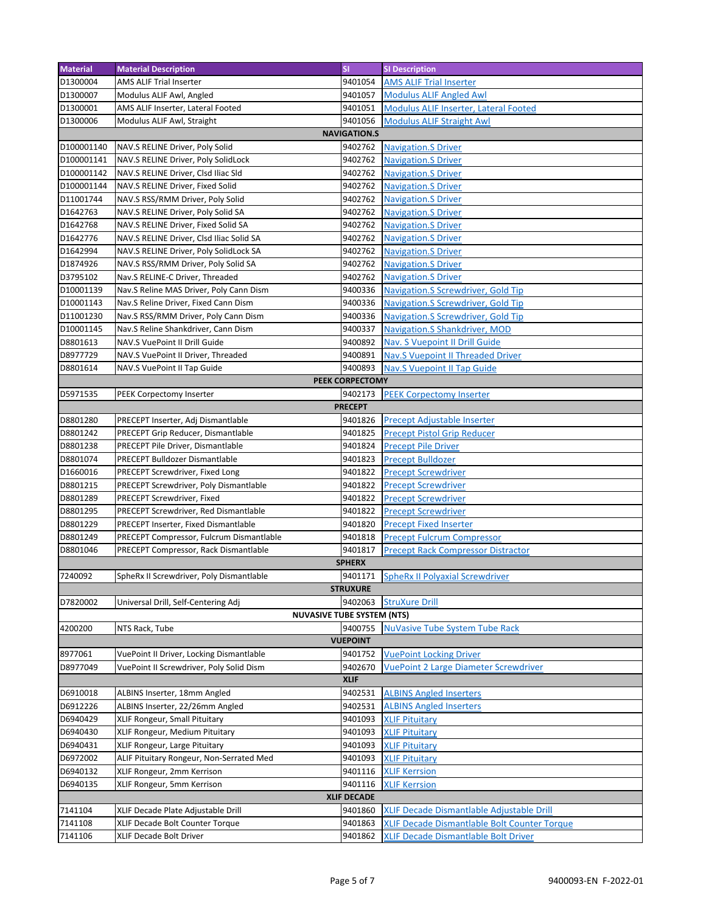| Material | Material Description | SI | SI Description |
|---|---|---|---|
| D1300004 | AMS ALIF Trial Inserter | 9401054 | AMS ALIF Trial Inserter |
| D1300007 | Modulus ALIF Awl, Angled | 9401057 | Modulus ALIF Angled Awl |
| D1300001 | AMS ALIF Inserter, Lateral Footed | 9401051 | Modulus ALIF Inserter, Lateral Footed |
| D1300006 | Modulus ALIF Awl, Straight | 9401056 | Modulus ALIF Straight Awl |
| **NAVIGATION.S** | | | |
| D100001140 | NAV.S RELINE Driver, Poly Solid | 9402762 | Navigation.S Driver |
| D100001141 | NAV.S RELINE Driver, Poly SolidLock | 9402762 | Navigation.S Driver |
| D100001142 | NAV.S RELINE Driver, Clsd Iliac Sld | 9402762 | Navigation.S Driver |
| D100001144 | NAV.S RELINE Driver, Fixed Solid | 9402762 | Navigation.S Driver |
| D11001744 | NAV.S RSS/RMM Driver, Poly Solid | 9402762 | Navigation.S Driver |
| D1642763 | NAV.S RELINE Driver, Poly Solid SA | 9402762 | Navigation.S Driver |
| D1642768 | NAV.S RELINE Driver, Fixed Solid SA | 9402762 | Navigation.S Driver |
| D1642776 | NAV.S RELINE Driver, Clsd Iliac Solid SA | 9402762 | Navigation.S Driver |
| D1642994 | NAV.S RELINE Driver, Poly SolidLock SA | 9402762 | Navigation.S Driver |
| D1874926 | NAV.S RSS/RMM Driver, Poly Solid SA | 9402762 | Navigation.S Driver |
| D3795102 | Nav.S RELINE-C Driver, Threaded | 9402762 | Navigation.S Driver |
| D10001139 | Nav.S Reline MAS Driver, Poly Cann Dism | 9400336 | Navigation.S Screwdriver, Gold Tip |
| D10001143 | Nav.S Reline Driver, Fixed Cann Dism | 9400336 | Navigation.S Screwdriver, Gold Tip |
| D11001230 | Nav.S RSS/RMM Driver, Poly Cann Dism | 9400336 | Navigation.S Screwdriver, Gold Tip |
| D10001145 | Nav.S Reline Shankdriver, Cann Dism | 9400337 | Navigation.S Shankdriver, MOD |
| D8801613 | NAV.S VuePoint II Drill Guide | 9400892 | Nav. S Vuepoint II Drill Guide |
| D8977729 | NAV.S VuePoint II Driver, Threaded | 9400891 | Nav.S Vuepoint II Threaded Driver |
| D8801614 | NAV.S VuePoint II Tap Guide | 9400893 | Nav.S Vuepoint II Tap Guide |
| **PEEK CORPECTOMY** | | | |
| D5971535 | PEEK Corpectomy Inserter | 9402173 | PEEK Corpectomy Inserter |
| **PRECEPT** | | | |
| D8801280 | PRECEPT Inserter, Adj Dismantlable | 9401826 | Precept Adjustable Inserter |
| D8801242 | PRECEPT Grip Reducer, Dismantlable | 9401825 | Precept Pistol Grip Reducer |
| D8801238 | PRECEPT Pile Driver, Dismantlable | 9401824 | Precept Pile Driver |
| D8801074 | PRECEPT Bulldozer Dismantlable | 9401823 | Precept Bulldozer |
| D1660016 | PRECEPT Screwdriver, Fixed Long | 9401822 | Precept Screwdriver |
| D8801215 | PRECEPT Screwdriver, Poly Dismantlable | 9401822 | Precept Screwdriver |
| D8801289 | PRECEPT Screwdriver, Fixed | 9401822 | Precept Screwdriver |
| D8801295 | PRECEPT Screwdriver, Red Dismantlable | 9401822 | Precept Screwdriver |
| D8801229 | PRECEPT Inserter, Fixed Dismantlable | 9401820 | Precept Fixed Inserter |
| D8801249 | PRECEPT Compressor, Fulcrum Dismantlable | 9401818 | Precept Fulcrum Compressor |
| D8801046 | PRECEPT Compressor, Rack Dismantlable | 9401817 | Precept Rack Compressor Distractor |
| **SPHERX** | | | |
| 7240092 | SpheRx II Screwdriver, Poly Dismantlable | 9401171 | SpheRx II Polyaxial Screwdriver |
| **STRUXURE** | | | |
| D7820002 | Universal Drill, Self-Centering Adj | 9402063 | StruXure Drill |
| **NUVASIVE TUBE SYSTEM (NTS)** | | | |
| 4200200 | NTS Rack, Tube | 9400755 | NuVasive Tube System Tube Rack |
| **VUEPOINT** | | | |
| 8977061 | VuePoint II Driver, Locking Dismantlable | 9401752 | VuePoint Locking Driver |
| D8977049 | VuePoint II Screwdriver, Poly Solid Dism | 9402670 | VuePoint 2 Large Diameter Screwdriver |
| **XLIF** | | | |
| D6910018 | ALBINS Inserter, 18mm Angled | 9402531 | ALBINS Angled Inserters |
| D6912226 | ALBINS Inserter, 22/26mm Angled | 9402531 | ALBINS Angled Inserters |
| D6940429 | XLIF Rongeur, Small Pituitary | 9401093 | XLIF Pituitary |
| D6940430 | XLIF Rongeur, Medium Pituitary | 9401093 | XLIF Pituitary |
| D6940431 | XLIF Rongeur, Large Pituitary | 9401093 | XLIF Pituitary |
| D6972002 | ALIF Pituitary Rongeur, Non-Serrated Med | 9401093 | XLIF Pituitary |
| D6940132 | XLIF Rongeur, 2mm Kerrison | 9401116 | XLIF Kerrsion |
| D6940135 | XLIF Rongeur, 5mm Kerrison | 9401116 | XLIF Kerrsion |
| **XLIF DECADE** | | | |
| 7141104 | XLIF Decade Plate Adjustable Drill | 9401860 | XLIF Decade Dismantlable Adjustable Drill |
| 7141108 | XLIF Decade Bolt Counter Torque | 9401863 | XLIF Decade Dismantlable Bolt Counter Torque |
| 7141106 | XLIF Decade Bolt Driver | 9401862 | XLIF Decade Dismantlable Bolt Driver |

9400093-EN F-2022-01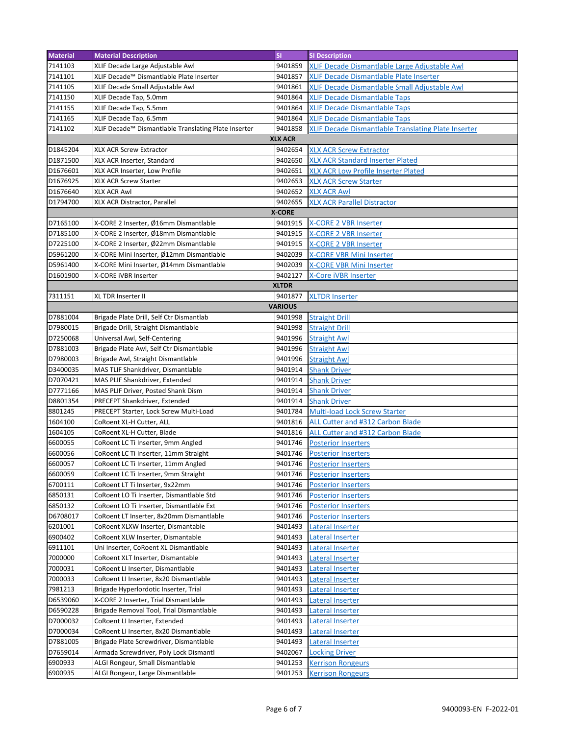| Material | Material Description | SI | SI Description |
|---|---|---|---|
| 7141103 | XLIF Decade Large Adjustable Awl | 9401859 | XLIF Decade Dismantlable Large Adjustable Awl |
| 7141101 | XLIF Decade™ Dismantlable Plate Inserter | 9401857 | XLIF Decade Dismantlable Plate Inserter |
| 7141105 | XLIF Decade Small Adjustable Awl | 9401861 | XLIF Decade Dismantlable Small Adjustable Awl |
| 7141150 | XLIF Decade Tap, 5.0mm | 9401864 | XLIF Decade Dismantlable Taps |
| 7141155 | XLIF Decade Tap, 5.5mm | 9401864 | XLIF Decade Dismantlable Taps |
| 7141165 | XLIF Decade Tap, 6.5mm | 9401864 | XLIF Decade Dismantlable Taps |
| 7141102 | XLIF Decade™ Dismantlable Translating Plate Inserter | 9401858 | XLIF Decade Dismantlable Translating Plate Inserter |
| | | **XLX ACR** | |
| D1845204 | XLX ACR Screw Extractor | 9402654 | XLX ACR Screw Extractor |
| D1871500 | XLX ACR Inserter, Standard | 9402650 | XLX ACR Standard Inserter Plated |
| D1676601 | XLX ACR Inserter, Low Profile | 9402651 | XLX ACR Low Profile Inserter Plated |
| D1676925 | XLX ACR Screw Starter | 9402653 | XLX ACR Screw Starter |
| D1676640 | XLX ACR Awl | 9402652 | XLX ACR Awl |
| D1794700 | XLX ACR Distractor, Parallel | 9402655 | XLX ACR Parallel Distractor |
| | | **X-CORE** | |
| D7165100 | X-CORE 2 Inserter, Ø16mm Dismantlable | 9401915 | X-CORE 2 VBR Inserter |
| D7185100 | X-CORE 2 Inserter, Ø18mm Dismantlable | 9401915 | X-CORE 2 VBR Inserter |
| D7225100 | X-CORE 2 Inserter, Ø22mm Dismantlable | 9401915 | X-CORE 2 VBR Inserter |
| D5961200 | X-CORE Mini Inserter, Ø12mm Dismantlable | 9402039 | X-CORE VBR Mini Inserter |
| D5961400 | X-CORE Mini Inserter, Ø14mm Dismantlable | 9402039 | X-CORE VBR Mini Inserter |
| D1601900 | X-CORE iVBR Inserter | 9402127 | X-Core iVBR Inserter |
| | | **XLTDR** | |
| 7311151 | XL TDR Inserter II | 9401877 | XLTDR Inserter |
| | | **VARIOUS** | |
| D7881004 | Brigade Plate Drill, Self Ctr Dismantlab | 9401998 | Straight Drill |
| D7980015 | Brigade Drill, Straight Dismantlable | 9401998 | Straight Drill |
| D7250068 | Universal Awl, Self-Centering | 9401996 | Straight Awl |
| D7881003 | Brigade Plate Awl, Self Ctr Dismantlable | 9401996 | Straight Awl |
| D7980003 | Brigade Awl, Straight Dismantlable | 9401996 | Straight Awl |
| D3400035 | MAS TLIF Shankdriver, Dismantlable | 9401914 | Shank Driver |
| D7070421 | MAS PLIF Shankdriver, Extended | 9401914 | Shank Driver |
| D7771166 | MAS PLIF Driver, Posted Shank Dism | 9401914 | Shank Driver |
| D8801354 | PRECEPT Shankdriver, Extended | 9401914 | Shank Driver |
| 8801245 | PRECEPT Starter, Lock Screw Multi-Load | 9401784 | Multi-load Lock Screw Starter |
| 1604100 | CoRoent XL-H Cutter, ALL | 9401816 | ALL Cutter and #312 Carbon Blade |
| 1604105 | CoRoent XL-H Cutter, Blade | 9401816 | ALL Cutter and #312 Carbon Blade |
| 6600055 | CoRoent LC Ti Inserter, 9mm Angled | 9401746 | Posterior Inserters |
| 6600056 | CoRoent LC Ti Inserter, 11mm Straight | 9401746 | Posterior Inserters |
| 6600057 | CoRoent LC Ti Inserter, 11mm Angled | 9401746 | Posterior Inserters |
| 6600059 | CoRoent LC Ti Inserter, 9mm Straight | 9401746 | Posterior Inserters |
| 6700111 | CoRoent LT Ti Inserter, 9x22mm | 9401746 | Posterior Inserters |
| 6850131 | CoRoent LO Ti Inserter, Dismantlable Std | 9401746 | Posterior Inserters |
| 6850132 | CoRoent LO Ti Inserter, Dismantlable Ext | 9401746 | Posterior Inserters |
| D6708017 | CoRoent LT Inserter, 8x20mm Dismantlable | 9401746 | Posterior Inserters |
| 6201001 | CoRoent XLXW Inserter, Dismantable | 9401493 | Lateral Inserter |
| 6900402 | CoRoent XLW Inserter, Dismantable | 9401493 | Lateral Inserter |
| 6911101 | Uni Inserter, CoRoent XL Dismantlable | 9401493 | Lateral Inserter |
| 7000000 | CoRoent XLT Inserter, Dismantable | 9401493 | Lateral Inserter |
| 7000031 | CoRoent LI Inserter, Dismantlable | 9401493 | Lateral Inserter |
| 7000033 | CoRoent LI Inserter, 8x20 Dismantlable | 9401493 | Lateral Inserter |
| 7981213 | Brigade Hyperlordotic Inserter, Trial | 9401493 | Lateral Inserter |
| D6539060 | X-CORE 2 Inserter, Trial Dismantlable | 9401493 | Lateral Inserter |
| D6590228 | Brigade Removal Tool, Trial Dismantlable | 9401493 | Lateral Inserter |
| D7000032 | CoRoent LI Inserter, Extended | 9401493 | Lateral Inserter |
| D7000034 | CoRoent LI Inserter, 8x20 Dismantlable | 9401493 | Lateral Inserter |
| D7881005 | Brigade Plate Screwdriver, Dismantlable | 9401493 | Lateral Inserter |
| D7659014 | Armada Screwdriver, Poly Lock Dismantl | 9402067 | Locking Driver |
| 6900933 | ALGI Rongeur, Small Dismantlable | 9401253 | Kerrison Rongeurs |
| 6900935 | ALGI Rongeur, Large Dismantlable | 9401253 | Kerrison Rongeurs |

9400093-EN F-2022-01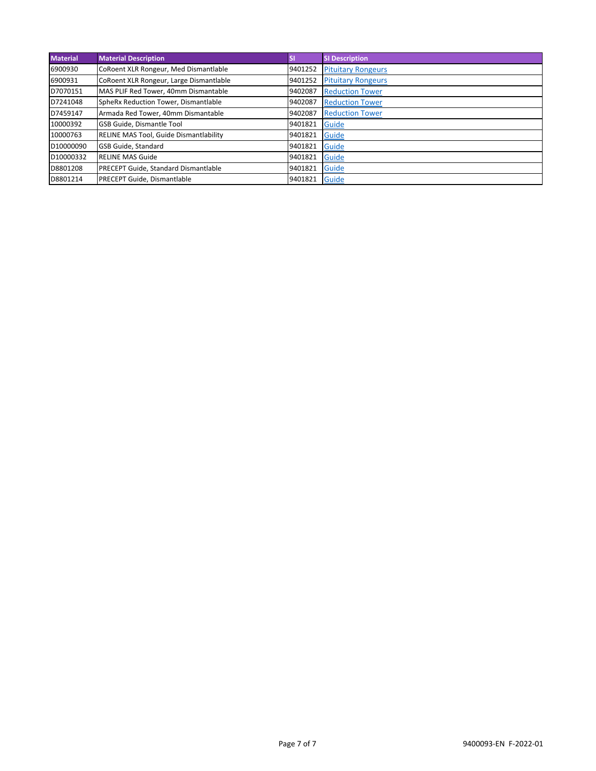| Material | Material Description | SI | SI Description |
| --- | --- | --- | --- |
| 6900930 | CoRoent XLR Rongeur, Med Dismantlable | 9401252 | Pituitary Rongeurs |
| 6900931 | CoRoent XLR Rongeur, Large Dismantlable | 9401252 | Pituitary Rongeurs |
| D7070151 | MAS PLIF Red Tower, 40mm Dismantable | 9402087 | Reduction Tower |
| D7241048 | SpheRx Reduction Tower, Dismantlable | 9402087 | Reduction Tower |
| D7459147 | Armada Red Tower, 40mm Dismantable | 9402087 | Reduction Tower |
| 10000392 | GSB Guide, Dismantle Tool | 9401821 | Guide |
| 10000763 | RELINE MAS Tool, Guide Dismantlability | 9401821 | Guide |
| D10000090 | GSB Guide, Standard | 9401821 | Guide |
| D10000332 | RELINE MAS Guide | 9401821 | Guide |
| D8801208 | PRECEPT Guide, Standard Dismantlable | 9401821 | Guide |
| D8801214 | PRECEPT Guide, Dismantlable | 9401821 | Guide |